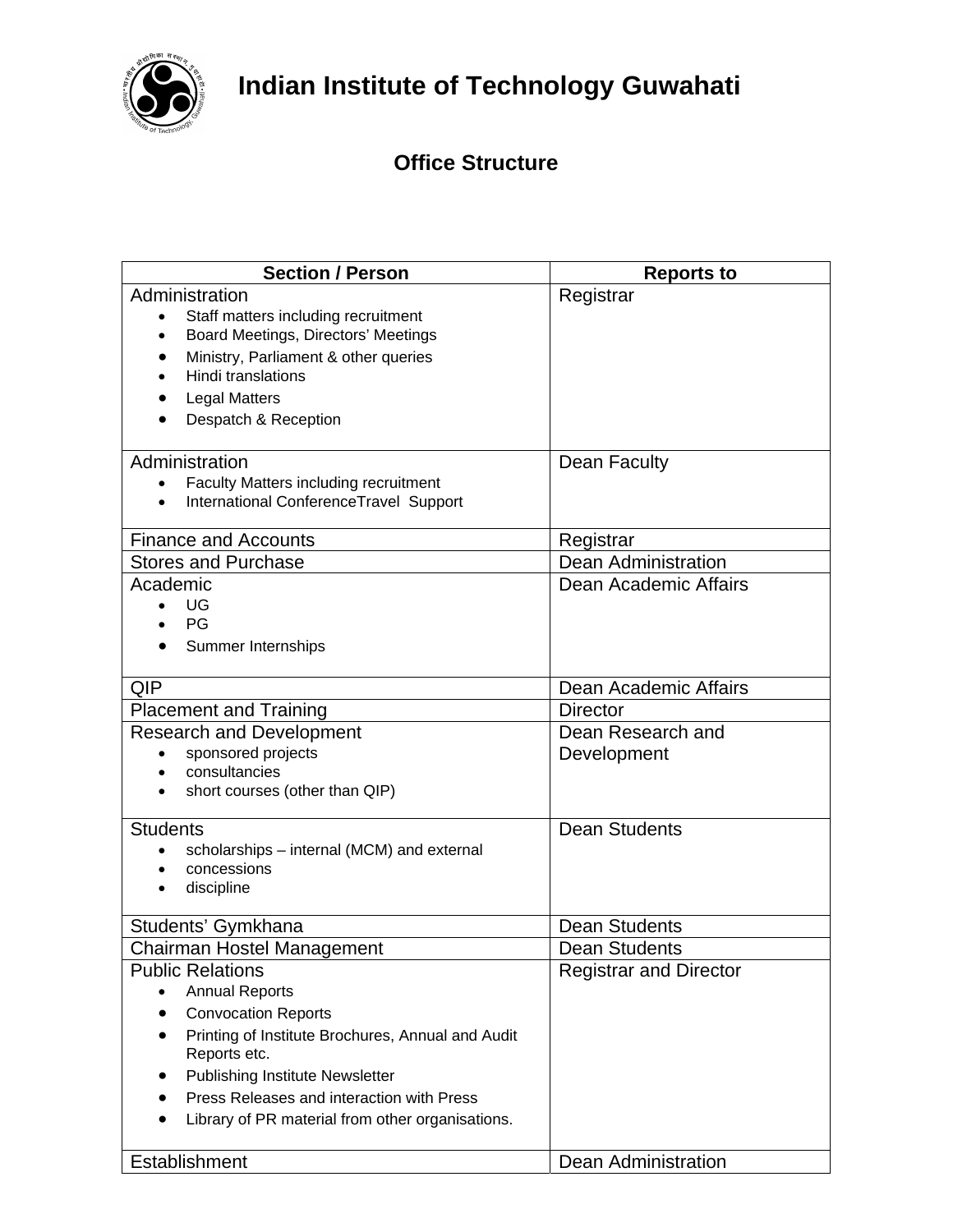# Indian Institute of Technology Guwahati

## Office Structure

| Section / Person | Reports to |
|---|---|
| Administration<br>• Staff matters including recruitment<br>• Board Meetings, Directors' Meetings<br>• Ministry, Parliament & other queries<br>• Hindi translations<br>• Legal Matters<br>• Despatch & Reception | Registrar |
| Administration<br>• Faculty Matters including recruitment<br>• International ConferenceTravel Support | Dean Faculty |
| Finance and Accounts | Registrar |
| Stores and Purchase | Dean Administration |
| Academic<br>• UG<br>• PG<br>• Summer Internships | Dean Academic Affairs |
| QIP | Dean Academic Affairs |
| Placement and Training | Director |
| Research and Development<br>• sponsored projects<br>• consultancies<br>• short courses (other than QIP) | Dean Research and Development |
| Students<br>• scholarships – internal (MCM) and external<br>• concessions<br>• discipline | Dean Students |
| Students' Gymkhana | Dean Students |
| Chairman Hostel Management | Dean Students |
| Public Relations<br>• Annual Reports<br>• Convocation Reports<br>• Printing of Institute Brochures, Annual and Audit Reports etc.<br>• Publishing Institute Newsletter<br>• Press Releases and interaction with Press<br>• Library of PR material from other organisations. | Registrar and Director |
| Establishment | Dean Administration |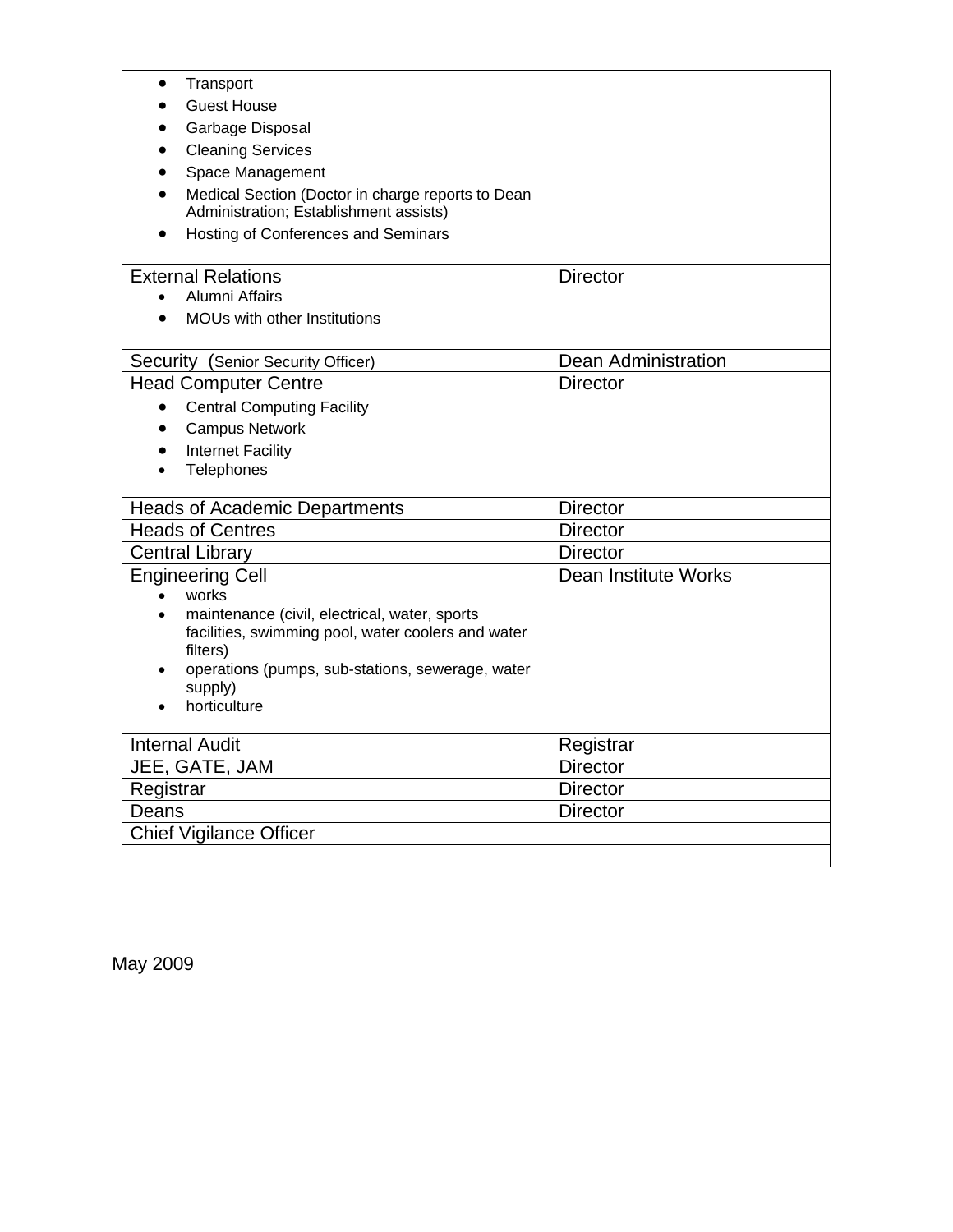| | |
|---|---|
| • Transport<br>• Guest House<br>• Garbage Disposal<br>• Cleaning Services<br>• Space Management<br>• Medical Section (Doctor in charge reports to Dean Administration; Establishment assists)<br>• Hosting of Conferences and Seminars | |
| External Relations<br>• Alumni Affairs<br>• MOUs with other Institutions | Director |
| Security (Senior Security Officer) | Dean Administration |
| Head Computer Centre<br>• Central Computing Facility<br>• Campus Network<br>• Internet Facility<br>• Telephones | Director |
| Heads of Academic Departments | Director |
| Heads of Centres | Director |
| Central Library | Director |
| Engineering Cell<br>• works<br>• maintenance (civil, electrical, water, sports facilities, swimming pool, water coolers and water filters)<br>• operations (pumps, sub-stations, sewerage, water supply)<br>• horticulture | Dean Institute Works |
| Internal Audit | Registrar |
| JEE, GATE, JAM | Director |
| Registrar | Director |
| Deans | Director |
| Chief Vigilance Officer | |
| | |

May 2009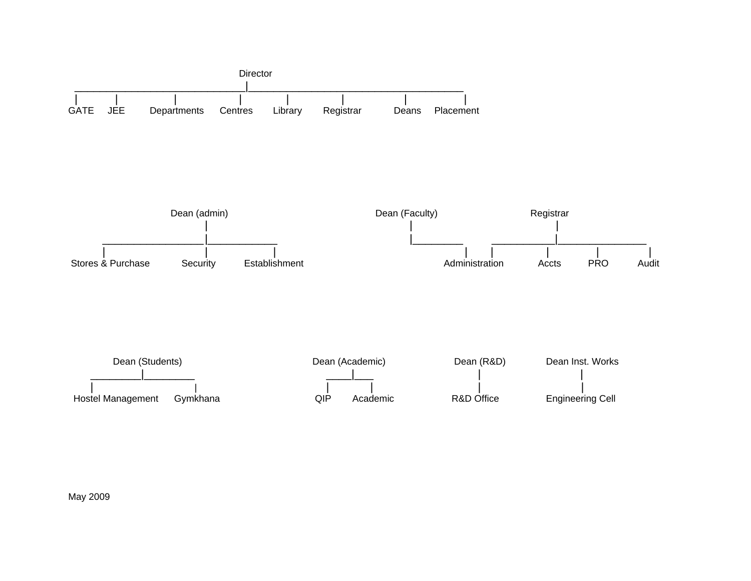Director

- GATE
- JEE
- Departments
- Centres
- Library
- Registrar
- Deans
- Placement

Dean (admin)

- Stores & Purchase
- Security
- Establishment

Dean (Faculty)

- Administration

Registrar

- Administration
- Accts
- PRO
- Audit

Dean (Students)

- Hostel Management
- Gymkhana

Dean (Academic)

- QIP
- Academic

Dean (R&D)

- R&D Office

Dean Inst. Works

- Engineering Cell

May 2009